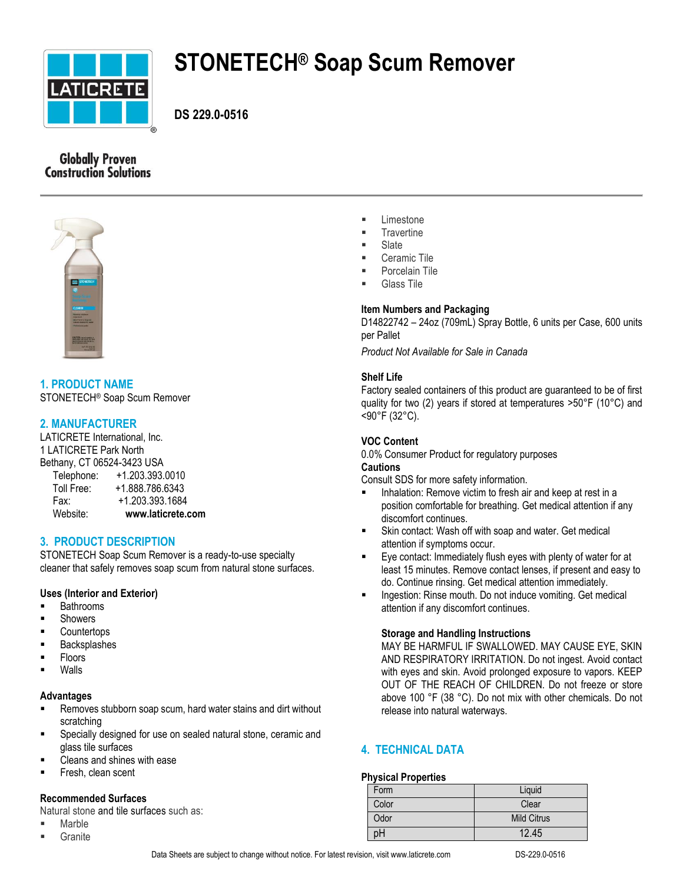# STONETECH® Soap Scum Remover

**DS 229.0-0516**

Globally Proven Construction Solutions

## 1. PRODUCT NAME

STONETECH® Soap Scum Remover

## 2. MANUFACTURER

LATICRETE International, Inc.
1 LATICRETE Park North
Bethany, CT 06524-3423 USA

Telephone: +1.203.393.0010
Toll Free: +1.888.786.6343
Fax: +1.203.393.1684
Website: **www.laticrete.com**

## 3. PRODUCT DESCRIPTION

STONETECH Soap Scum Remover is a ready-to-use specialty cleaner that safely removes soap scum from natural stone surfaces.

### Uses (Interior and Exterior)

- Bathrooms
- Showers
- Countertops
- Backsplashes
- Floors
- Walls

### Advantages

- Removes stubborn soap scum, hard water stains and dirt without scratching
- Specially designed for use on sealed natural stone, ceramic and glass tile surfaces
- Cleans and shines with ease
- Fresh, clean scent

### Recommended Surfaces

Natural stone and tile surfaces such as:

- Marble
- Granite
- Limestone
- Travertine
- Slate
- Ceramic Tile
- Porcelain Tile
- Glass Tile

### Item Numbers and Packaging

D14822742 – 24oz (709mL) Spray Bottle, 6 units per Case, 600 units per Pallet

*Product Not Available for Sale in Canada*

### Shelf Life

Factory sealed containers of this product are guaranteed to be of first quality for two (2) years if stored at temperatures >50°F (10°C) and <90°F (32°C).

### VOC Content

0.0% Consumer Product for regulatory purposes

### Cautions

Consult SDS for more safety information.

- Inhalation: Remove victim to fresh air and keep at rest in a position comfortable for breathing. Get medical attention if any discomfort continues.
- Skin contact: Wash off with soap and water. Get medical attention if symptoms occur.
- Eye contact: Immediately flush eyes with plenty of water for at least 15 minutes. Remove contact lenses, if present and easy to do. Continue rinsing. Get medical attention immediately.
- Ingestion: Rinse mouth. Do not induce vomiting. Get medical attention if any discomfort continues.

**Storage and Handling Instructions**

MAY BE HARMFUL IF SWALLOWED. MAY CAUSE EYE, SKIN AND RESPIRATORY IRRITATION. Do not ingest. Avoid contact with eyes and skin. Avoid prolonged exposure to vapors. KEEP OUT OF THE REACH OF CHILDREN. Do not freeze or store above 100 °F (38 °C). Do not mix with other chemicals. Do not release into natural waterways.

## 4. TECHNICAL DATA

### Physical Properties

| Form | Liquid |
|---|---|
| Color | Clear |
| Odor | Mild Citrus |
| pH | 12.45 |

Data Sheets are subject to change without notice. For latest revision, visit www.laticrete.com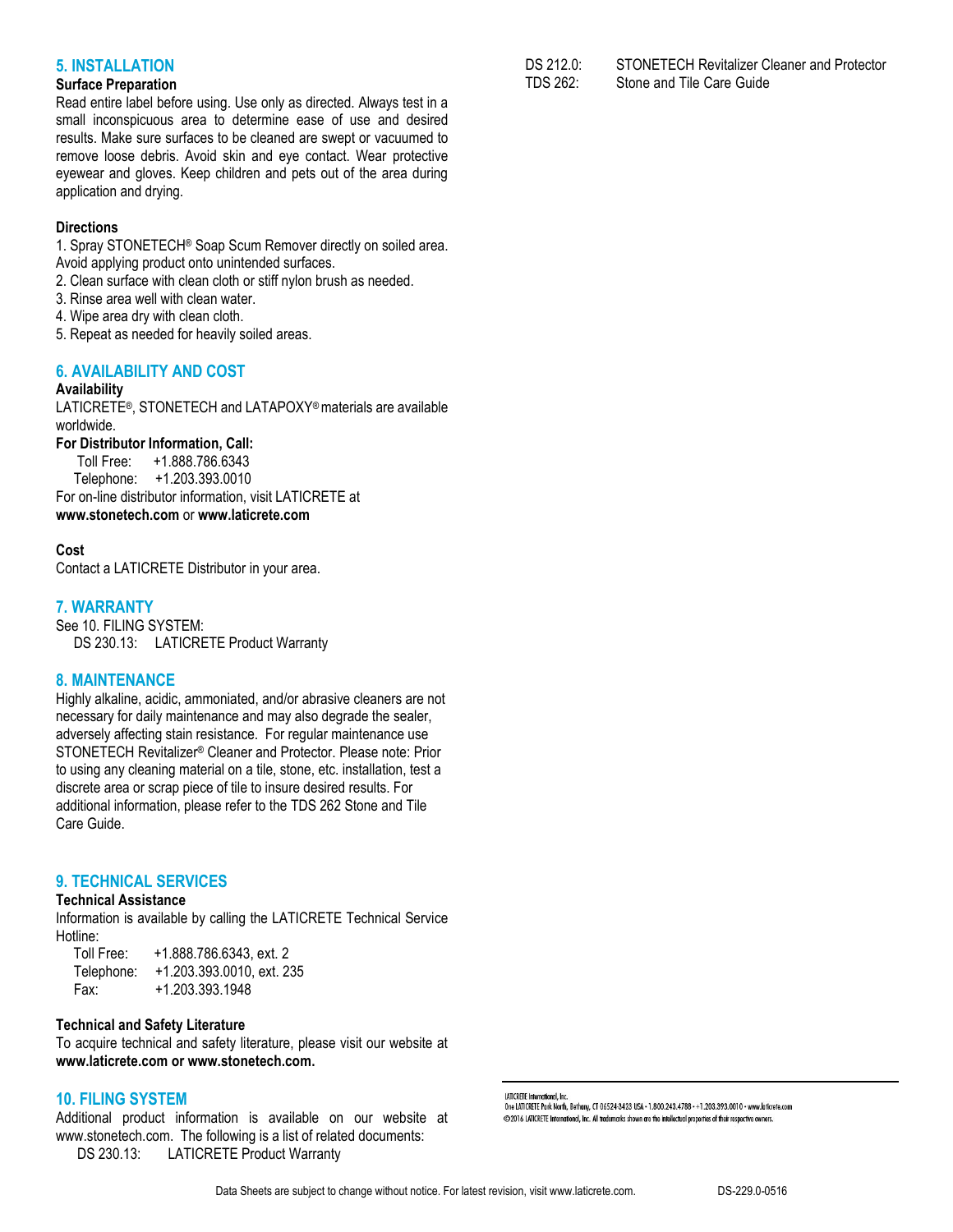## 5. INSTALLATION

### Surface Preparation

Read entire label before using. Use only as directed. Always test in a small inconspicuous area to determine ease of use and desired results. Make sure surfaces to be cleaned are swept or vacuumed to remove loose debris. Avoid skin and eye contact. Wear protective eyewear and gloves. Keep children and pets out of the area during application and drying.

### Directions

1. Spray STONETECH® Soap Scum Remover directly on soiled area. Avoid applying product onto unintended surfaces.
2. Clean surface with clean cloth or stiff nylon brush as needed.
3. Rinse area well with clean water.
4. Wipe area dry with clean cloth.
5. Repeat as needed for heavily soiled areas.

## 6. AVAILABILITY AND COST

### Availability

LATICRETE®, STONETECH and LATAPOXY® materials are available worldwide.

**For Distributor Information, Call:**

Toll Free: +1.888.786.6343
Telephone: +1.203.393.0010

For on-line distributor information, visit LATICRETE at **www.stonetech.com** or **www.laticrete.com**

### Cost

Contact a LATICRETE Distributor in your area.

## 7. WARRANTY

See 10. FILING SYSTEM:

DS 230.13: LATICRETE Product Warranty

## 8. MAINTENANCE

Highly alkaline, acidic, ammoniated, and/or abrasive cleaners are not necessary for daily maintenance and may also degrade the sealer, adversely affecting stain resistance. For regular maintenance use STONETECH Revitalizer® Cleaner and Protector. Please note: Prior to using any cleaning material on a tile, stone, etc. installation, test a discrete area or scrap piece of tile to insure desired results. For additional information, please refer to the TDS 262 Stone and Tile Care Guide.

## 9. TECHNICAL SERVICES

### Technical Assistance

Information is available by calling the LATICRETE Technical Service Hotline:

Toll Free: +1.888.786.6343, ext. 2
Telephone: +1.203.393.0010, ext. 235
Fax: +1.203.393.1948

### Technical and Safety Literature

To acquire technical and safety literature, please visit our website at **www.laticrete.com or www.stonetech.com.**

## 10. FILING SYSTEM

Additional product information is available on our website at www.stonetech.com. The following is a list of related documents:

DS 230.13: LATICRETE Product Warranty
DS 212.0: STONETECH Revitalizer Cleaner and Protector
TDS 262: Stone and Tile Care Guide

LATICRETE International, Inc.
One LATICRETE Park North, Bethany, CT 06524-3423 USA • 1.800.243.4788 • +1.203.393.0010 • www.laticrete.com
©2016 LATICRETE International, Inc. All trademarks shown are the intellectual properties of their respective owners.

Data Sheets are subject to change without notice. For latest revision, visit www.laticrete.com. DS-229.0-0516